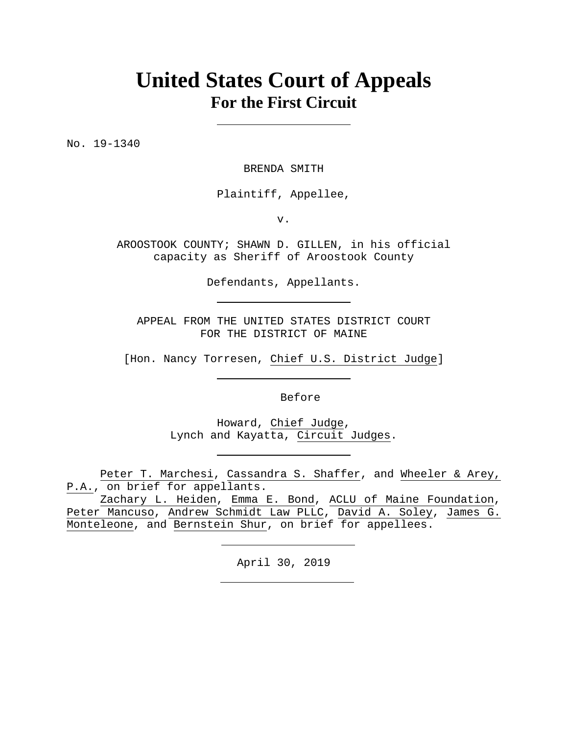# United States Court of Appeals
## For the First Circuit

---

No. 19-1340

BRENDA SMITH

Plaintiff, Appellee,

v.

AROOSTOOK COUNTY; SHAWN D. GILLEN, in his official capacity as Sheriff of Aroostook County

Defendants, Appellants.

---

APPEAL FROM THE UNITED STATES DISTRICT COURT
FOR THE DISTRICT OF MAINE

[Hon. Nancy Torresen, Chief U.S. District Judge]

---

Before

Howard, Chief Judge,
Lynch and Kayatta, Circuit Judges.

---

Peter T. Marchesi, Cassandra S. Shaffer, and Wheeler & Arey, P.A., on brief for appellants.

Zachary L. Heiden, Emma E. Bond, ACLU of Maine Foundation, Peter Mancuso, Andrew Schmidt Law PLLC, David A. Soley, James G. Monteleone, and Bernstein Shur, on brief for appellees.

---

April 30, 2019

---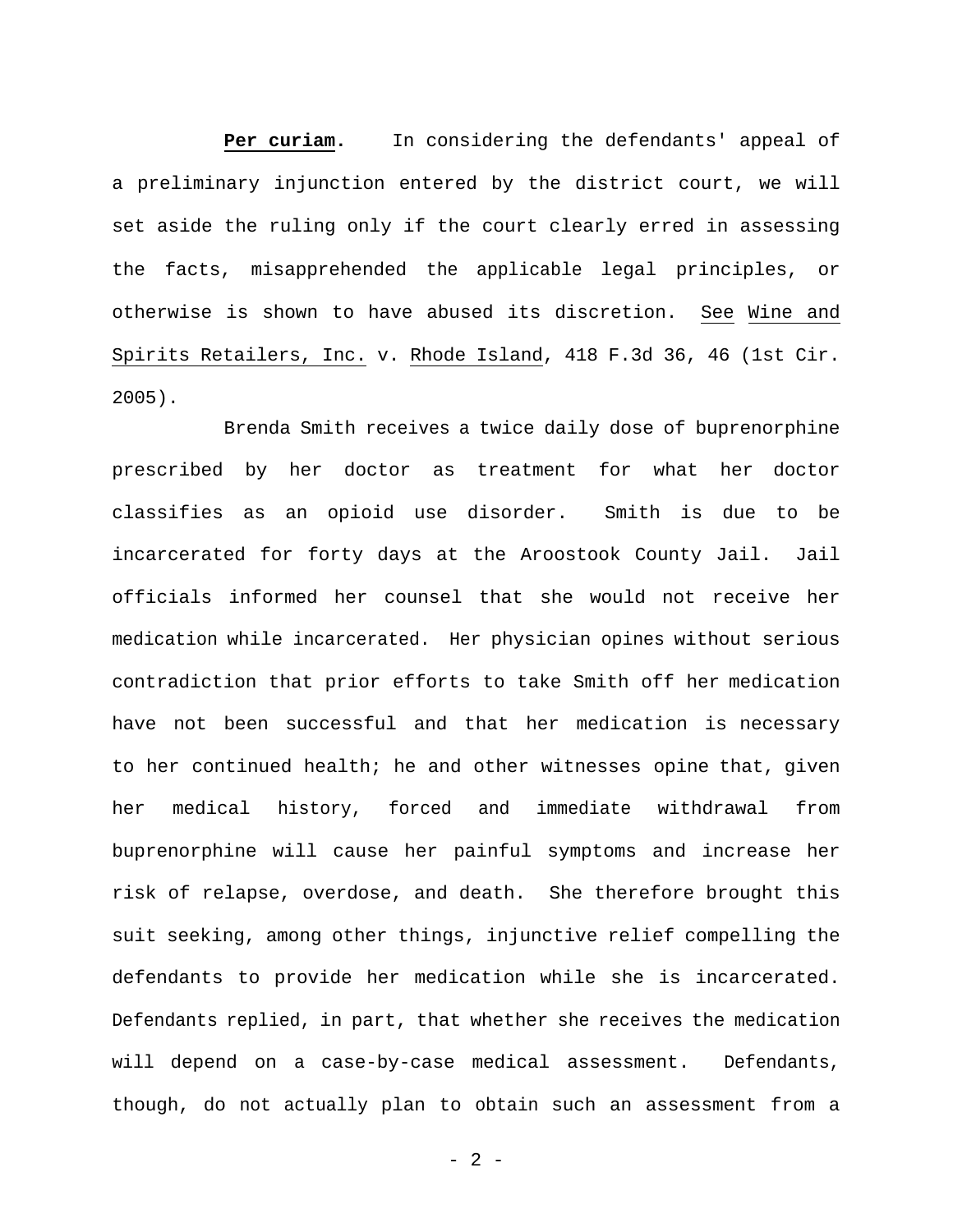**Per curiam.** In considering the defendants' appeal of a preliminary injunction entered by the district court, we will set aside the ruling only if the court clearly erred in assessing the facts, misapprehended the applicable legal principles, or otherwise is shown to have abused its discretion. See Wine and Spirits Retailers, Inc. v. Rhode Island, 418 F.3d 36, 46 (1st Cir. 2005).

Brenda Smith receives a twice daily dose of buprenorphine prescribed by her doctor as treatment for what her doctor classifies as an opioid use disorder. Smith is due to be incarcerated for forty days at the Aroostook County Jail. Jail officials informed her counsel that she would not receive her medication while incarcerated. Her physician opines without serious contradiction that prior efforts to take Smith off her medication have not been successful and that her medication is necessary to her continued health; he and other witnesses opine that, given her medical history, forced and immediate withdrawal from buprenorphine will cause her painful symptoms and increase her risk of relapse, overdose, and death. She therefore brought this suit seeking, among other things, injunctive relief compelling the defendants to provide her medication while she is incarcerated. Defendants replied, in part, that whether she receives the medication will depend on a case-by-case medical assessment. Defendants, though, do not actually plan to obtain such an assessment from a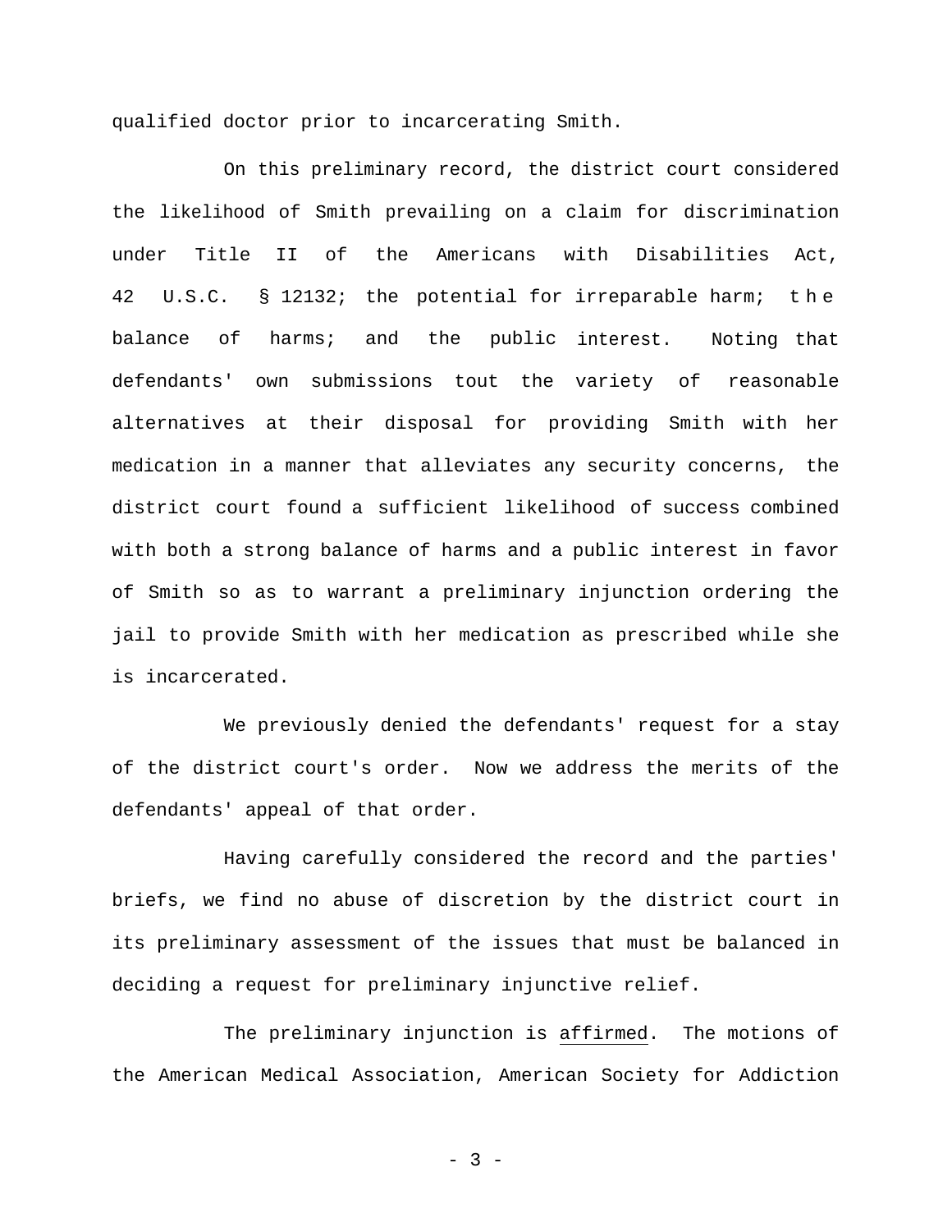qualified doctor prior to incarcerating Smith.

On this preliminary record, the district court considered the likelihood of Smith prevailing on a claim for discrimination under Title II of the Americans with Disabilities Act, 42 U.S.C. § 12132; the potential for irreparable harm; the balance of harms; and the public interest. Noting that defendants' own submissions tout the variety of reasonable alternatives at their disposal for providing Smith with her medication in a manner that alleviates any security concerns, the district court found a sufficient likelihood of success combined with both a strong balance of harms and a public interest in favor of Smith so as to warrant a preliminary injunction ordering the jail to provide Smith with her medication as prescribed while she is incarcerated.

We previously denied the defendants' request for a stay of the district court's order. Now we address the merits of the defendants' appeal of that order.

Having carefully considered the record and the parties' briefs, we find no abuse of discretion by the district court in its preliminary assessment of the issues that must be balanced in deciding a request for preliminary injunctive relief.

The preliminary injunction is affirmed. The motions of the American Medical Association, American Society for Addiction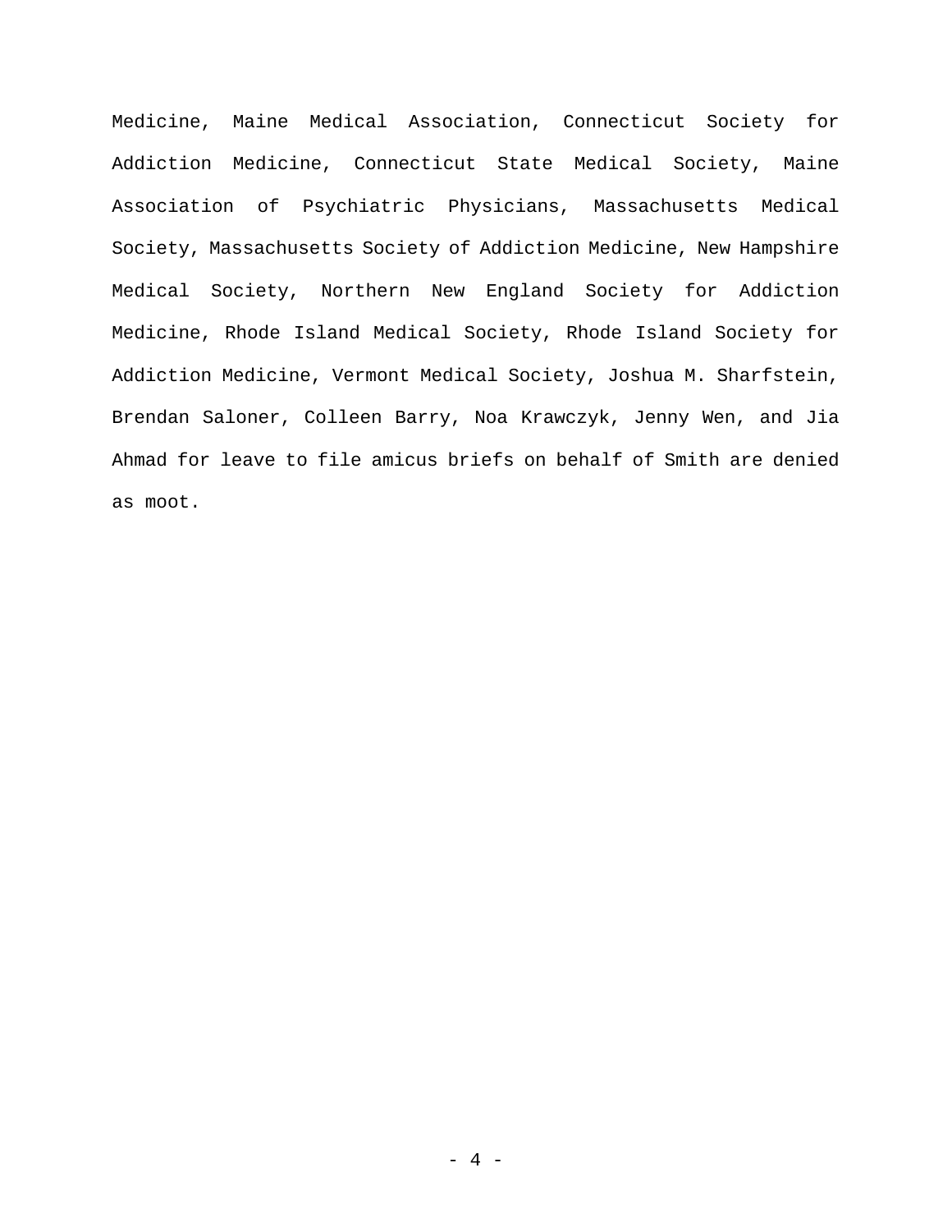Medicine, Maine Medical Association, Connecticut Society for Addiction Medicine, Connecticut State Medical Society, Maine Association of Psychiatric Physicians, Massachusetts Medical Society, Massachusetts Society of Addiction Medicine, New Hampshire Medical Society, Northern New England Society for Addiction Medicine, Rhode Island Medical Society, Rhode Island Society for Addiction Medicine, Vermont Medical Society, Joshua M. Sharfstein, Brendan Saloner, Colleen Barry, Noa Krawczyk, Jenny Wen, and Jia Ahmad for leave to file amicus briefs on behalf of Smith are denied as moot.